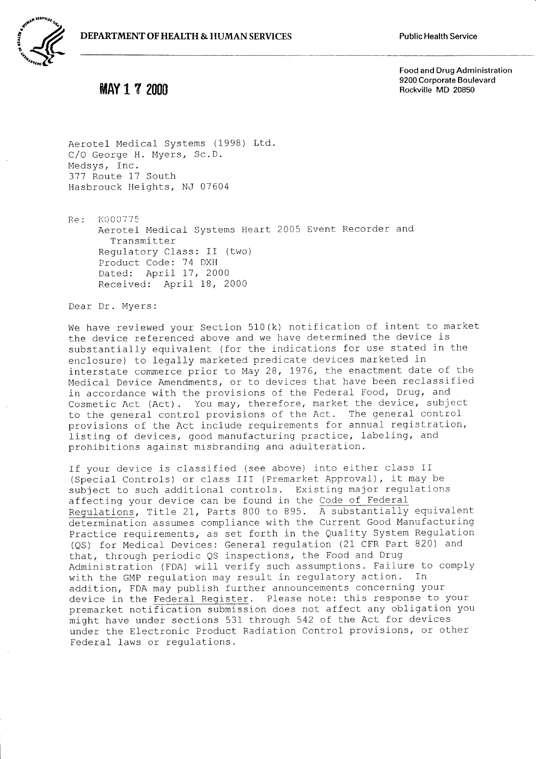DEPARTMENT OF HEALTH & HUMAN SERVICES

Public Health Service

Food and Drug Administration
9200 Corporate Boulevard
Rockville MD 20850

MAY 17 2000

Aerotel Medical Systems (1998) Ltd.
C/O George H. Myers, Sc.D.
Medsys, Inc.
377 Route 17 South
Hasbrouck Heights, NJ 07604

Re: K000775
Aerotel Medical Systems Heart 2005 Event Recorder and Transmitter
Regulatory Class: II (two)
Product Code: 74 DXH
Dated: April 17, 2000
Received: April 18, 2000

Dear Dr. Myers:

We have reviewed your Section 510(k) notification of intent to market the device referenced above and we have determined the device is substantially equivalent (for the indications for use stated in the enclosure) to legally marketed predicate devices marketed in interstate commerce prior to May 28, 1976, the enactment date of the Medical Device Amendments, or to devices that have been reclassified in accordance with the provisions of the Federal Food, Drug, and Cosmetic Act (Act). You may, therefore, market the device, subject to the general control provisions of the Act. The general control provisions of the Act include requirements for annual registration, listing of devices, good manufacturing practice, labeling, and prohibitions against misbranding and adulteration.

If your device is classified (see above) into either class II (Special Controls) or class III (Premarket Approval), it may be subject to such additional controls. Existing major regulations affecting your device can be found in the Code of Federal Regulations, Title 21, Parts 800 to 895. A substantially equivalent determination assumes compliance with the Current Good Manufacturing Practice requirements, as set forth in the Quality System Regulation (QS) for Medical Devices: General regulation (21 CFR Part 820) and that, through periodic QS inspections, the Food and Drug Administration (FDA) will verify such assumptions. Failure to comply with the GMP regulation may result in regulatory action. In addition, FDA may publish further announcements concerning your device in the Federal Register. Please note: this response to your premarket notification submission does not affect any obligation you might have under sections 531 through 542 of the Act for devices under the Electronic Product Radiation Control provisions, or other Federal laws or regulations.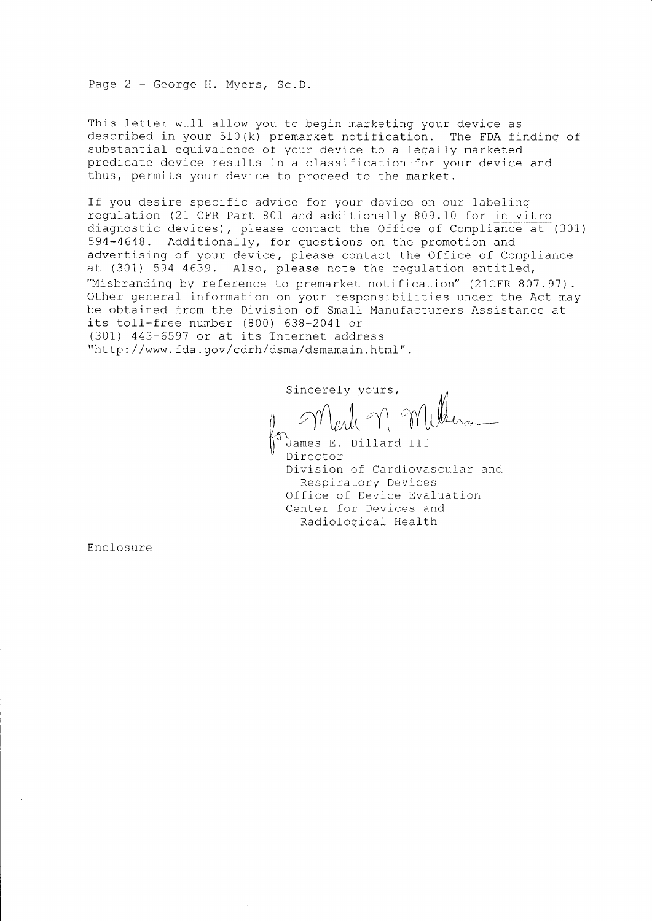Page 2 - George H. Myers, Sc.D.

This letter will allow you to begin marketing your device as described in your 510(k) premarket notification. The FDA finding of substantial equivalence of your device to a legally marketed predicate device results in a classification for your device and thus, permits your device to proceed to the market.

If you desire specific advice for your device on our labeling regulation (21 CFR Part 801 and additionally 809.10 for in vitro diagnostic devices), please contact the Office of Compliance at (301) 594-4648. Additionally, for questions on the promotion and advertising of your device, please contact the Office of Compliance at (301) 594-4639. Also, please note the regulation entitled, "Misbranding by reference to premarket notification" (21CFR 807.97). Other general information on your responsibilities under the Act may be obtained from the Division of Small Manufacturers Assistance at its toll-free number (800) 638-2041 or (301) 443-6597 or at its Internet address "http://www.fda.gov/cdrh/dsma/dsmamain.html".

Sincerely yours,

for Mark N Melkerson

James E. Dillard III
Director
Division of Cardiovascular and Respiratory Devices
Office of Device Evaluation
Center for Devices and Radiological Health

Enclosure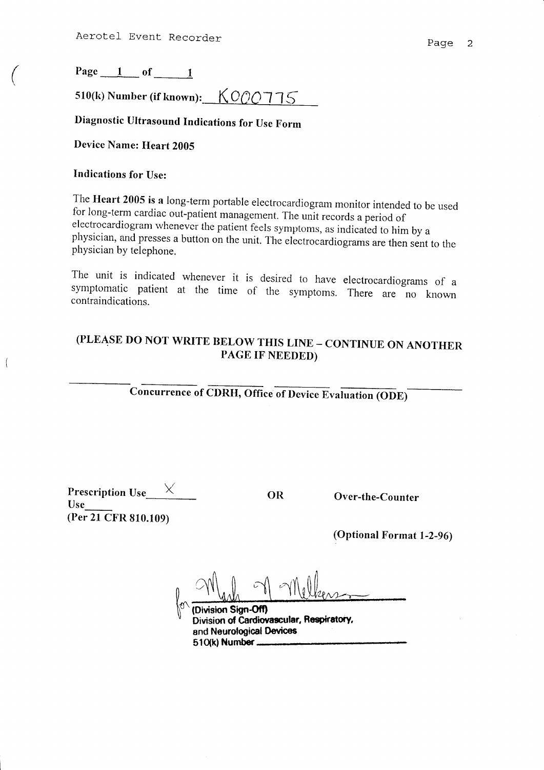Page 1 of 1

510(k) Number (if known): K000775

**Diagnostic Ultrasound Indications for Use Form**

**Device Name: Heart 2005**

**Indications for Use:**

The **Heart 2005 is a** long-term portable electrocardiogram monitor intended to be used for long-term cardiac out-patient management. The unit records a period of electrocardiogram whenever the patient feels symptoms, as indicated to him by a physician, and presses a button on the unit. The electrocardiograms are then sent to the physician by telephone.

The unit is indicated whenever it is desired to have electrocardiograms of a symptomatic patient at the time of the symptoms. There are no known contraindications.

**(PLEASE DO NOT WRITE BELOW THIS LINE – CONTINUE ON ANOTHER PAGE IF NEEDED)**

**Concurrence of CDRH, Office of Device Evaluation (ODE)**

**Prescription Use** X **OR** **Over-the-Counter Use**\_\_\_\_\_
**(Per 21 CFR 810.109)**

**(Optional Format 1-2-96)**

for Mark N Melkerson

**(Division Sign-Off)**
**Division of Cardiovascular, Respiratory, and Neurological Devices**
**510(k) Number** \_\_\_\_\_\_\_\_\_\_